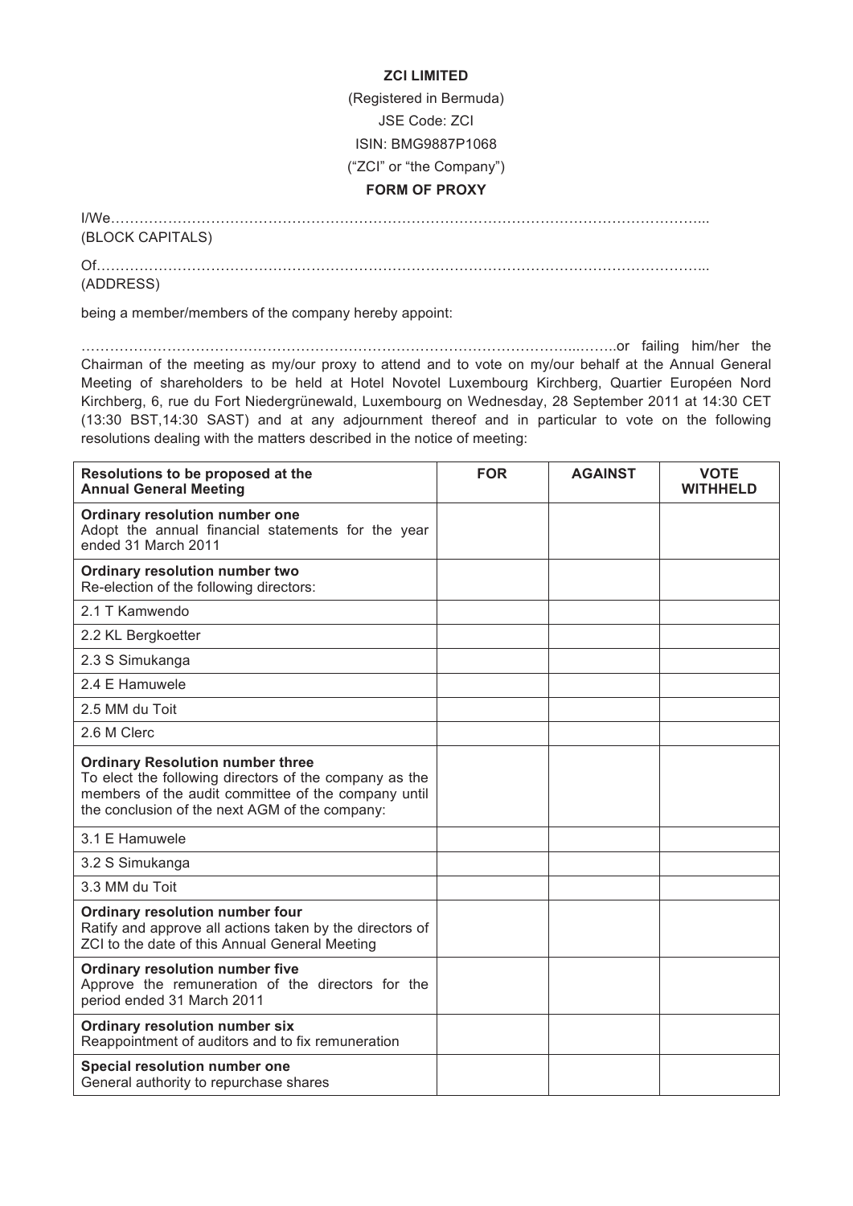**ZCI LIMITED**

(Registered in Bermuda)

JSE Code: ZCI

ISIN: BMG9887P1068

("ZCI" or "the Company")

**FORM OF PROXY**

I/We…………………………………………………………………………………………………………………...
(BLOCK CAPITALS)

Of……………………………………………………………………………………………………………………...
(ADDRESS)

being a member/members of the company hereby appoint:

……………………………………………………………………………………………...……..or failing him/her the Chairman of the meeting as my/our proxy to attend and to vote on my/our behalf at the Annual General Meeting of shareholders to be held at Hotel Novotel Luxembourg Kirchberg, Quartier Européen Nord Kirchberg, 6, rue du Fort Niedergrünewald, Luxembourg on Wednesday, 28 September 2011 at 14:30 CET (13:30 BST,14:30 SAST) and at any adjournment thereof and in particular to vote on the following resolutions dealing with the matters described in the notice of meeting:

| Resolutions to be proposed at the Annual General Meeting | FOR | AGAINST | VOTE WITHHELD |
|---|---|---|---|
| **Ordinary resolution number one** Adopt the annual financial statements for the year ended 31 March 2011 | | | |
| **Ordinary resolution number two** Re-election of the following directors: | | | |
| 2.1 T Kamwendo | | | |
| 2.2 KL Bergkoetter | | | |
| 2.3 S Simukanga | | | |
| 2.4 E Hamuwele | | | |
| 2.5 MM du Toit | | | |
| 2.6 M Clerc | | | |
| **Ordinary Resolution number three** To elect the following directors of the company as the members of the audit committee of the company until the conclusion of the next AGM of the company: | | | |
| 3.1 E Hamuwele | | | |
| 3.2 S Simukanga | | | |
| 3.3 MM du Toit | | | |
| **Ordinary resolution number four** Ratify and approve all actions taken by the directors of ZCI to the date of this Annual General Meeting | | | |
| **Ordinary resolution number five** Approve the remuneration of the directors for the period ended 31 March 2011 | | | |
| **Ordinary resolution number six** Reappointment of auditors and to fix remuneration | | | |
| **Special resolution number one** General authority to repurchase shares | | | |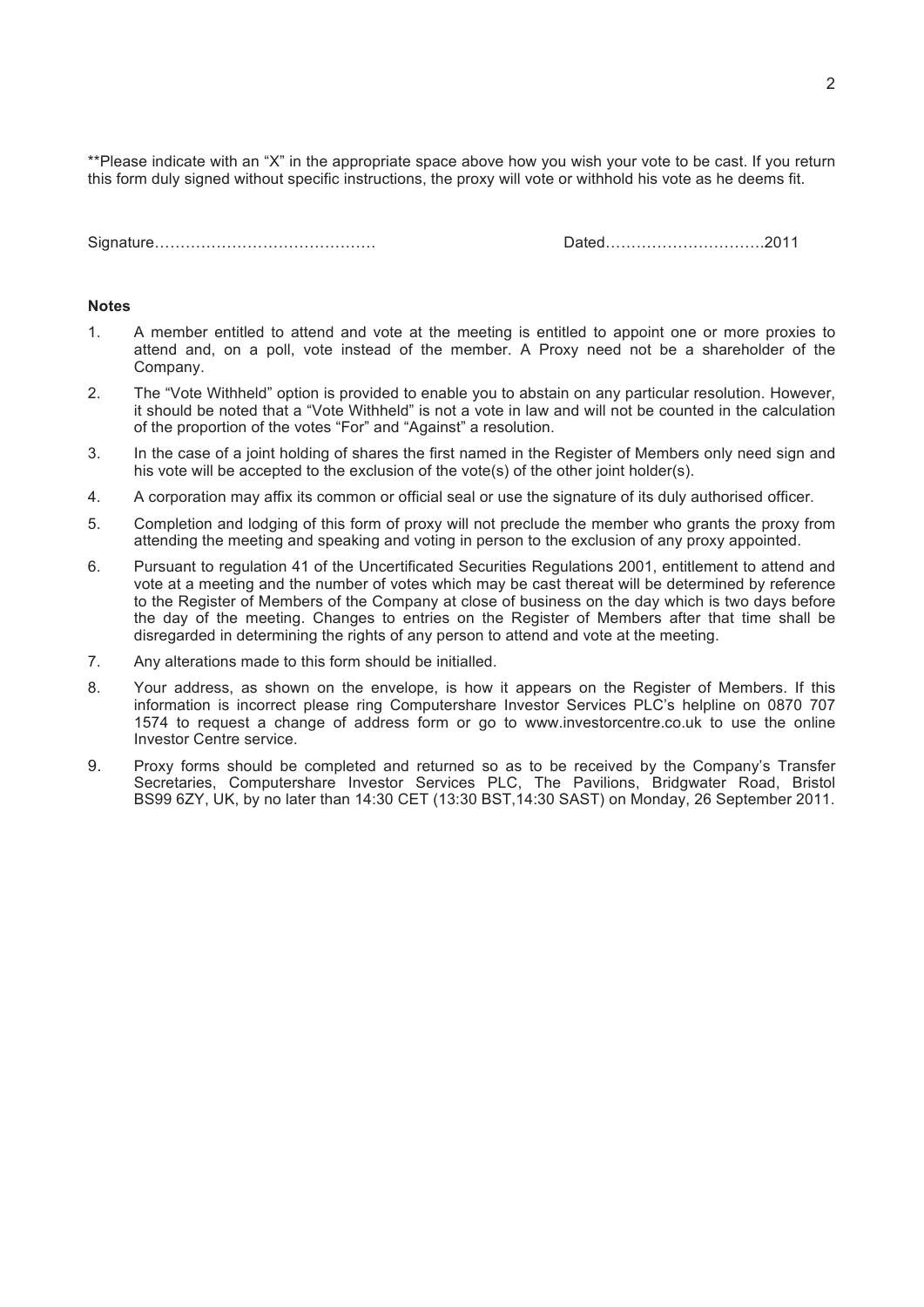**Please indicate with an "X" in the appropriate space above how you wish your vote to be cast. If you return this form duly signed without specific instructions, the proxy will vote or withhold his vote as he deems fit.

Signature…………………………………… Dated…………………………2011

**Notes**

1. A member entitled to attend and vote at the meeting is entitled to appoint one or more proxies to attend and, on a poll, vote instead of the member. A Proxy need not be a shareholder of the Company.
2. The "Vote Withheld" option is provided to enable you to abstain on any particular resolution. However, it should be noted that a "Vote Withheld" is not a vote in law and will not be counted in the calculation of the proportion of the votes "For" and "Against" a resolution.
3. In the case of a joint holding of shares the first named in the Register of Members only need sign and his vote will be accepted to the exclusion of the vote(s) of the other joint holder(s).
4. A corporation may affix its common or official seal or use the signature of its duly authorised officer.
5. Completion and lodging of this form of proxy will not preclude the member who grants the proxy from attending the meeting and speaking and voting in person to the exclusion of any proxy appointed.
6. Pursuant to regulation 41 of the Uncertificated Securities Regulations 2001, entitlement to attend and vote at a meeting and the number of votes which may be cast thereat will be determined by reference to the Register of Members of the Company at close of business on the day which is two days before the day of the meeting. Changes to entries on the Register of Members after that time shall be disregarded in determining the rights of any person to attend and vote at the meeting.
7. Any alterations made to this form should be initialled.
8. Your address, as shown on the envelope, is how it appears on the Register of Members. If this information is incorrect please ring Computershare Investor Services PLC's helpline on 0870 707 1574 to request a change of address form or go to www.investorcentre.co.uk to use the online Investor Centre service.
9. Proxy forms should be completed and returned so as to be received by the Company's Transfer Secretaries, Computershare Investor Services PLC, The Pavilions, Bridgwater Road, Bristol BS99 6ZY, UK, by no later than 14:30 CET (13:30 BST,14:30 SAST) on Monday, 26 September 2011.